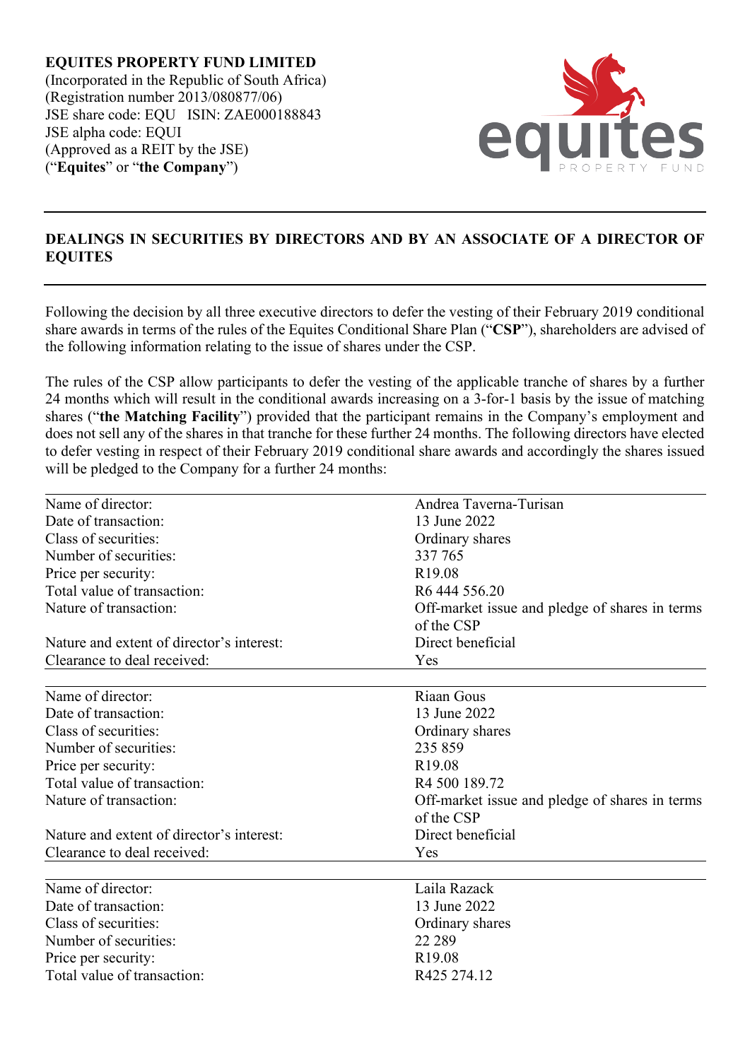**EQUITES PROPERTY FUND LIMITED**
(Incorporated in the Republic of South Africa)
(Registration number 2013/080877/06)
JSE share code: EQU ISIN: ZAE000188843
JSE alpha code: EQUI
(Approved as a REIT by the JSE)
("**Equites**" or "**the Company**")

## DEALINGS IN SECURITIES BY DIRECTORS AND BY AN ASSOCIATE OF A DIRECTOR OF EQUITES

Following the decision by all three executive directors to defer the vesting of their February 2019 conditional share awards in terms of the rules of the Equites Conditional Share Plan ("**CSP**"), shareholders are advised of the following information relating to the issue of shares under the CSP.

The rules of the CSP allow participants to defer the vesting of the applicable tranche of shares by a further 24 months which will result in the conditional awards increasing on a 3-for-1 basis by the issue of matching shares ("**the Matching Facility**") provided that the participant remains in the Company's employment and does not sell any of the shares in that tranche for these further 24 months. The following directors have elected to defer vesting in respect of their February 2019 conditional share awards and accordingly the shares issued will be pledged to the Company for a further 24 months:

| | |
|---|---|
| Name of director: | Andrea Taverna-Turisan |
| Date of transaction: | 13 June 2022 |
| Class of securities: | Ordinary shares |
| Number of securities: | 337 765 |
| Price per security: | R19.08 |
| Total value of transaction: | R6 444 556.20 |
| Nature of transaction: | Off-market issue and pledge of shares in terms of the CSP |
| Nature and extent of director's interest: | Direct beneficial |
| Clearance to deal received: | Yes |

| | |
|---|---|
| Name of director: | Riaan Gous |
| Date of transaction: | 13 June 2022 |
| Class of securities: | Ordinary shares |
| Number of securities: | 235 859 |
| Price per security: | R19.08 |
| Total value of transaction: | R4 500 189.72 |
| Nature of transaction: | Off-market issue and pledge of shares in terms of the CSP |
| Nature and extent of director's interest: | Direct beneficial |
| Clearance to deal received: | Yes |

| | |
|---|---|
| Name of director: | Laila Razack |
| Date of transaction: | 13 June 2022 |
| Class of securities: | Ordinary shares |
| Number of securities: | 22 289 |
| Price per security: | R19.08 |
| Total value of transaction: | R425 274.12 |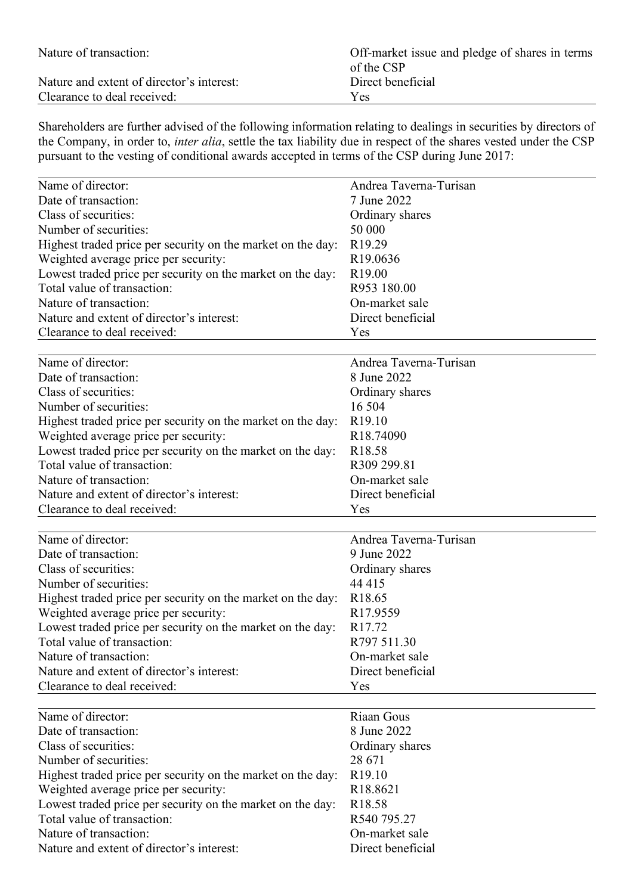| | |
|---|---|
| Nature of transaction: | Off-market issue and pledge of shares in terms of the CSP |
| Nature and extent of director's interest: | Direct beneficial |
| Clearance to deal received: | Yes |

Shareholders are further advised of the following information relating to dealings in securities by directors of the Company, in order to, *inter alia*, settle the tax liability due in respect of the shares vested under the CSP pursuant to the vesting of conditional awards accepted in terms of the CSP during June 2017:

| | |
|---|---|
| Name of director: | Andrea Taverna-Turisan |
| Date of transaction: | 7 June 2022 |
| Class of securities: | Ordinary shares |
| Number of securities: | 50 000 |
| Highest traded price per security on the market on the day: | R19.29 |
| Weighted average price per security: | R19.0636 |
| Lowest traded price per security on the market on the day: | R19.00 |
| Total value of transaction: | R953 180.00 |
| Nature of transaction: | On-market sale |
| Nature and extent of director's interest: | Direct beneficial |
| Clearance to deal received: | Yes |

| | |
|---|---|
| Name of director: | Andrea Taverna-Turisan |
| Date of transaction: | 8 June 2022 |
| Class of securities: | Ordinary shares |
| Number of securities: | 16 504 |
| Highest traded price per security on the market on the day: | R19.10 |
| Weighted average price per security: | R18.74090 |
| Lowest traded price per security on the market on the day: | R18.58 |
| Total value of transaction: | R309 299.81 |
| Nature of transaction: | On-market sale |
| Nature and extent of director's interest: | Direct beneficial |
| Clearance to deal received: | Yes |

| | |
|---|---|
| Name of director: | Andrea Taverna-Turisan |
| Date of transaction: | 9 June 2022 |
| Class of securities: | Ordinary shares |
| Number of securities: | 44 415 |
| Highest traded price per security on the market on the day: | R18.65 |
| Weighted average price per security: | R17.9559 |
| Lowest traded price per security on the market on the day: | R17.72 |
| Total value of transaction: | R797 511.30 |
| Nature of transaction: | On-market sale |
| Nature and extent of director's interest: | Direct beneficial |
| Clearance to deal received: | Yes |

| | |
|---|---|
| Name of director: | Riaan Gous |
| Date of transaction: | 8 June 2022 |
| Class of securities: | Ordinary shares |
| Number of securities: | 28 671 |
| Highest traded price per security on the market on the day: | R19.10 |
| Weighted average price per security: | R18.8621 |
| Lowest traded price per security on the market on the day: | R18.58 |
| Total value of transaction: | R540 795.27 |
| Nature of transaction: | On-market sale |
| Nature and extent of director's interest: | Direct beneficial |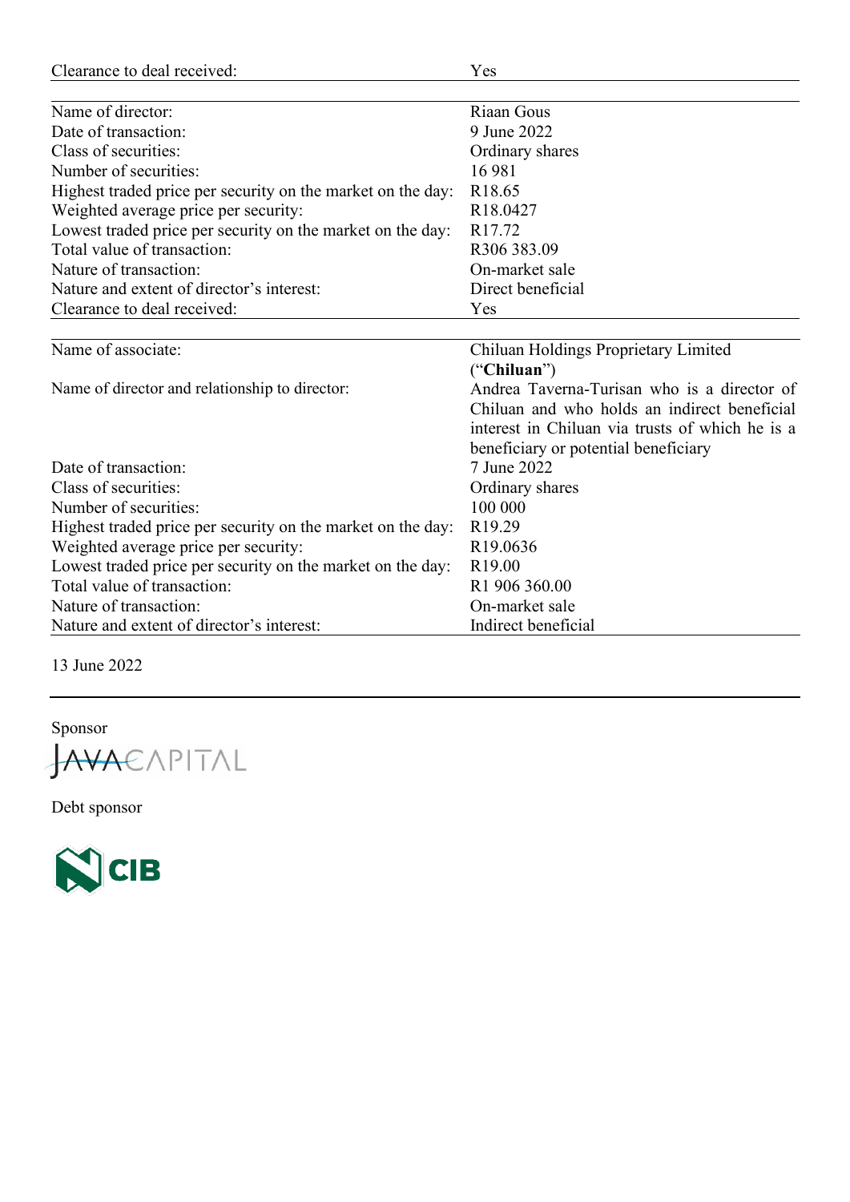| | |
|---|---|
| Clearance to deal received: | Yes |

| | |
|---|---|
| Name of director: | Riaan Gous |
| Date of transaction: | 9 June 2022 |
| Class of securities: | Ordinary shares |
| Number of securities: | 16 981 |
| Highest traded price per security on the market on the day: | R18.65 |
| Weighted average price per security: | R18.0427 |
| Lowest traded price per security on the market on the day: | R17.72 |
| Total value of transaction: | R306 383.09 |
| Nature of transaction: | On-market sale |
| Nature and extent of director's interest: | Direct beneficial |
| Clearance to deal received: | Yes |

| | |
|---|---|
| Name of associate: | Chiluan Holdings Proprietary Limited ("**Chiluan**") |
| Name of director and relationship to director: | Andrea Taverna-Turisan who is a director of Chiluan and who holds an indirect beneficial interest in Chiluan via trusts of which he is a beneficiary or potential beneficiary |
| Date of transaction: | 7 June 2022 |
| Class of securities: | Ordinary shares |
| Number of securities: | 100 000 |
| Highest traded price per security on the market on the day: | R19.29 |
| Weighted average price per security: | R19.0636 |
| Lowest traded price per security on the market on the day: | R19.00 |
| Total value of transaction: | R1 906 360.00 |
| Nature of transaction: | On-market sale |
| Nature and extent of director's interest: | Indirect beneficial |

13 June 2022

Sponsor

JAVACAPITAL

Debt sponsor

CIB